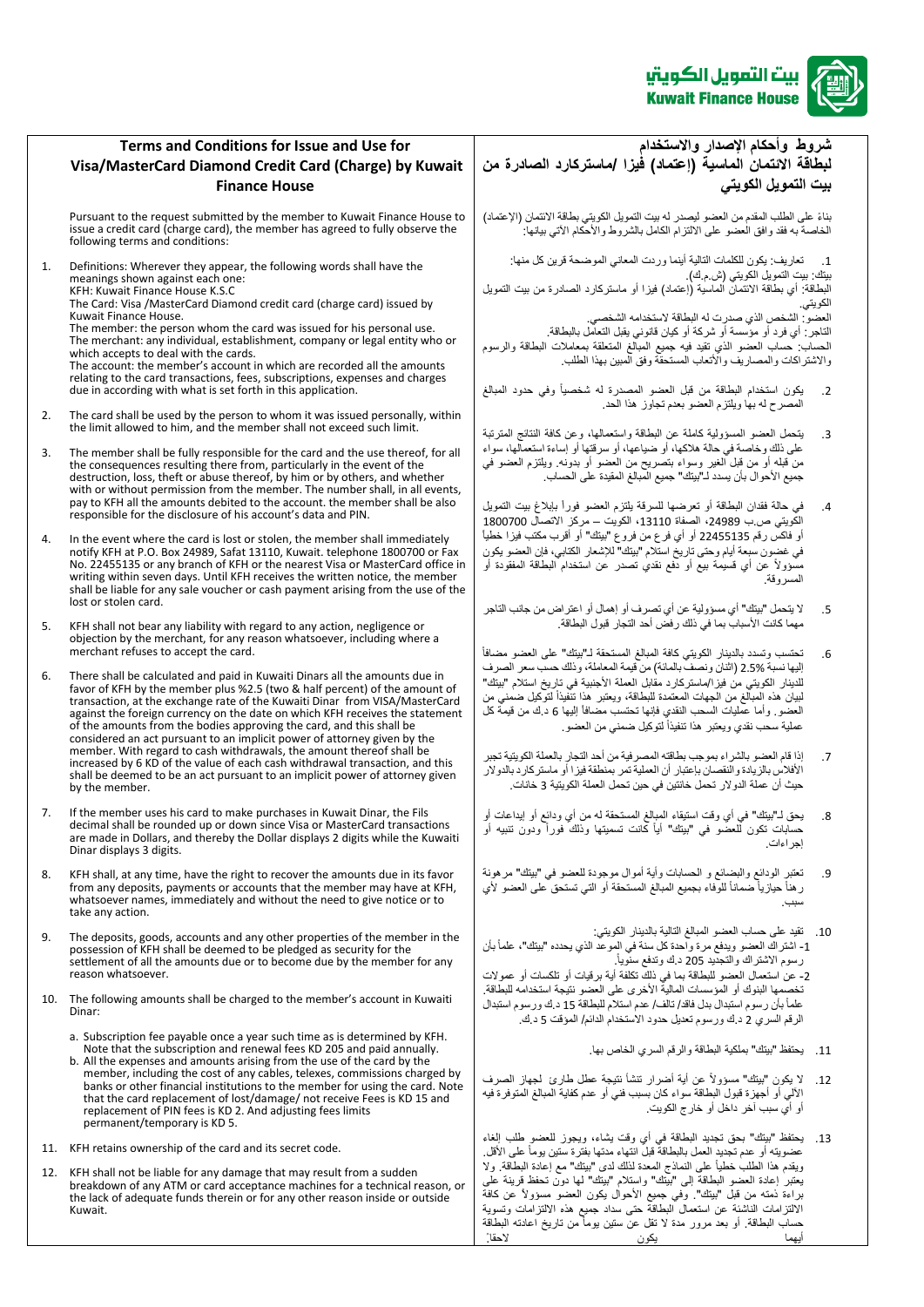بيت التمويل الكويتي
Kuwait Finance House

## Terms and Conditions for Issue and Use for Visa/MasterCard Diamond Credit Card (Charge) by Kuwait Finance House

Pursuant to the request submitted by the member to Kuwait Finance House to issue a credit card (charge card), the member has agreed to fully observe the following terms and conditions:

1. Definitions: Wherever they appear, the following words shall have the meanings shown against each one:
   KFH: Kuwait Finance House K.S.C
   The Card: Visa /MasterCard Diamond credit card (charge card) issued by Kuwait Finance House.
   The member: the person whom the card was issued for his personal use.
   The merchant: any individual, establishment, company or legal entity who or which accepts to deal with the cards.
   The account: the member's account in which are recorded all the amounts relating to the card transactions, fees, subscriptions, expenses and charges due in according with what is set forth in this application.
2. The card shall be used by the person to whom it was issued personally, within the limit allowed to him, and the member shall not exceed such limit.
3. The member shall be fully responsible for the card and the use thereof, for all the consequences resulting there from, particularly in the event of the destruction, loss, theft or abuse thereof, by him or by others, and whether with or without permission from the member. The number shall, in all events, pay to KFH all the amounts debited to the account. the member shall be also responsible for the disclosure of his account's data and PIN.
4. In the event where the card is lost or stolen, the member shall immediately notify KFH at P.O. Box 24989, Safat 13110, Kuwait. telephone 1800700 or Fax No. 22455135 or any branch of KFH or the nearest Visa or MasterCard office in writing within seven days. Until KFH receives the written notice, the member shall be liable for any sale voucher or cash payment arising from the use of the lost or stolen card.
5. KFH shall not bear any liability with regard to any action, negligence or objection by the merchant, for any reason whatsoever, including where a merchant refuses to accept the card.
6. There shall be calculated and paid in Kuwaiti Dinars all the amounts due in favor of KFH by the member plus %2.5 (two & half percent) of the amount of transaction, at the exchange rate of the Kuwaiti Dinar from VISA/MasterCard against the foreign currency on the date on which KFH receives the statement of the amounts from the bodies approving the card, and this shall be considered an act pursuant to an implicit power of attorney given by the member. With regard to cash withdrawals, the amount thereof shall be increased by 6 KD of the value of each cash withdrawal transaction, and this shall be deemed to be an act pursuant to an implicit power of attorney given by the member.
7. If the member uses his card to make purchases in Kuwait Dinar, the Fils decimal shall be rounded up or down since Visa or MasterCard transactions are made in Dollars, and thereby the Dollar displays 2 digits while the Kuwaiti Dinar displays 3 digits.
8. KFH shall, at any time, have the right to recover the amounts due in its favor from any deposits, payments or accounts that the member may have at KFH, whatsoever names, immediately and without the need to give notice or to take any action.
9. The deposits, goods, accounts and any other properties of the member in the possession of KFH shall be deemed to be pledged as security for the settlement of all the amounts due or to become due by the member for any reason whatsoever.
10. The following amounts shall be charged to the member's account in Kuwaiti Dinar:
    a. Subscription fee payable once a year such time as is determined by KFH. Note that the subscription and renewal fees KD 205 and paid annually.
    b. All the expenses and amounts arising from the use of the card by the member, including the cost of any cables, telexes, commissions charged by banks or other financial institutions to the member for using the card. Note that the card replacement of lost/damage/ not receive Fees is KD 15 and replacement of PIN fees is KD 2. And adjusting fees limits permanent/temporary is KD 5.
11. KFH retains ownership of the card and its secret code.
12. KFH shall not be liable for any damage that may result from a sudden breakdown of any ATM or card acceptance machines for a technical reason, or the lack of adequate funds therein or for any other reason inside or outside Kuwait.

## شروط وأحكام الإصدار والاستخدام لبطاقة الائتمان الماسية (إعتماد) فيزا /ماستركارد الصادرة من بيت التمويل الكويتي

بناءً على الطلب المقدم من العضو لبيت التمويل الكويتي ليصدر له بيت التمويل الكويتي بطاقة الائتمان (الإعتماد) الخاصة به فقد وافق العضو على الالتزام الكامل بالشروط والأحكام الآتي بيانها:

1. تعاريف: يكون للكلمات التالية أينما وردت المعاني الموضحة قرين كل منها:
   بيتك: بيت التمويل الكويتي (ش.م.ك).
   البطاقة: أي بطاقة الائتمان الماسية (إعتماد) فيزا أو ماستركارد الصادرة من بيت التمويل الكويتي.
   العضو: الشخص الذي صدرت له البطاقة لاستخدامه الشخصي.
   التاجر: أي فرد أو مؤسسة أو شركة أو كيان قانوني يقبل التعامل بالبطاقة.
   الحساب: حساب العضو الذي تقيد فيه جميع المبالغ المتعلقة بمعاملات البطاقة والرسوم والاشتراكات والمصاريف والأتعاب المستحقة وفق المبين بهذا الطلب.
2. يكون استخدام البطاقة من قبل العضو المصدرة له شخصياً وفي حدود المبالغ المصرح له بها ويلتزم العضو بعدم تجاوز هذا الحد.
3. يتحمل العضو المسؤولية كاملة عن البطاقة واستعمالها، وعن كافة النتائج المترتبة على ذلك وخاصة في حالة هلاكها، أو ضياعها، أو سرقتها أو إساءة استعمالها، سواء من قبله أو من قبل الغير وسواء بتصريح من العضو أو بدونه. ويلتزم العضو في جميع الأحوال بأن يسدد لـ"بيتك" جميع المبالغ المقيدة على الحساب.
4. في حالة فقدان البطاقة أو تعرضها للسرقة يلتزم العضو فوراً بإبلاغ بيت التمويل الكويتي ص.ب 24989، الصفاة 13110، الكويت – مركز الاتصال 1800700 أو فاكس رقم 22455135 أو أي فرع من فروع "بيتك" أو أقرب مكتب فيزا خطياً في غضون سبعة أيام وحتى تاريخ استلام "بيتك" للإشعار الكتابي، فإن العضو يكون مسؤولاً عن أي قسيمة بيع أو دفع نقدي تصدر عن استخدام البطاقة المفقودة أو المسروقة.
5. لا يتحمل "بيتك" أي مسؤولية عن أي تصرف أو إهمال أو اعتراض من جانب التاجر مهما كانت الأسباب بما في ذلك رفض أحد التجار قبول البطاقة.
6. تحتسب وتسدد بالدينار الكويتي كافة المبالغ المستحقة لـ"بيتك" على العضو مضافاً إليها نسبة 2.5% (اثنان ونصف بالمائة) من قيمة المعاملة، وذلك حسب سعر الصرف للدينار الكويتي من فيزا/ماستركارد مقابل العملة الأجنبية في تاريخ استلام "بيتك" لبيان هذه المبالغ من الجهات المعتمدة للبطاقة، ويعتبر هذا تنفيذاً لتوكيل ضمني من العضو. وأما عمليات السحب النقدي فإنها تحتسب مضافاً إليها 6 د.ك من قيمة كل عملية سحب نقدي ويعتبر هذا تنفيذاً لتوكيل ضمني من العضو.
7. إذا قام العضو بالشراء بموجب بطاقته المصرفية من أحد التجار بالعملة الكويتية تجبر الأفلاس بالزيادة والنقصان بإعتبار أن العملية تمر بمنطقة فيزا أو ماستركارد بالدولار حيث أن عملة الدولار تحمل خانتين في حين تحمل العملة الكويتية 3 خانات.
8. يحق لـ"بيتك" في أي وقت استيفاء المبالغ المستحقة له من أي ودائع أو إيداعات أو حسابات تكون للعضو في "بيتك" أياً كانت تسميتها وذلك فوراً ودون تنبيه أو إجراءات.
9. تعتبر الودائع والبضائع و الحسابات وأية أموال موجودة للعضو في "بيتك" مرهونة رهناً حيازياً ضماناً للوفاء بجميع المبالغ المستحقة أو التي تستحق على العضو لأي سبب.
10. تقيد على حساب العضو المبالغ التالية بالدينار الكويتي:
    1- اشتراك العضو ويدفع مرة واحدة كل سنة في الموعد الذي يحدده "بيتك"، علماً بأن رسوم الاشتراك والتجديد 205 د.ك وتدفع سنوياً.
    2- عن استعمال العضو للبطاقة بما في ذلك تكلفة أية برقيات أو تلكسات أو عمولات تخصمها البنوك أو المؤسسات المالية الأخرى على العضو نتيجة استخدامه للبطاقة. علماً بأن رسوم استبدال بدل فاقد/ تالف/ عدم استلام للبطاقة 15 د.ك ورسوم استبدال الرقم السري 2 د.ك ورسوم تعديل حدود الاستخدام الدائم/ المؤقت 5 د.ك.
11. يحتفظ "بيتك" بملكية البطاقة والرقم السري الخاص بها.
12. لا يكون "بيتك" مسؤولاً عن أية أضرار تنشأ نتيجة عطل طارئ لجهاز الصرف الآلي أو أجهزة قبول البطاقة سواء كان بسبب فني أو عدم كفاية المبالغ المتوفرة فيه أو أي سبب آخر داخل أو خارج الكويت.
13. يحتفظ "بيتك" بحق تجديد البطاقة في أي وقت يشاء، ويجوز للعضو طلب إلغاء عضويته أو عدم تجديد العمل بالبطاقة قبل انتهاء مدتها بفترة ستين يوماً على الأقل. ويقدم هذا الطلب خطياً على النماذج المعدة لذلك لدى "بيتك" مع إعادة البطاقة. ولا يعتبر إعادة العضو البطاقة إلى "بيتك" واستلام "بيتك" لها دون تحفظ قرينة على براءة ذمته من قبل "بيتك". وفي جميع الأحوال يكون العضو مسؤولاً عن كافة الالتزامات الناشئة عن استعمال البطاقة حتى سداد جميع هذه الالتزامات وتسوية حساب البطاقة. أو بعد مرور مدة لا تقل عن ستين يوماً من تاريخ اعادته البطاقة أيهما يكون لاحقاً.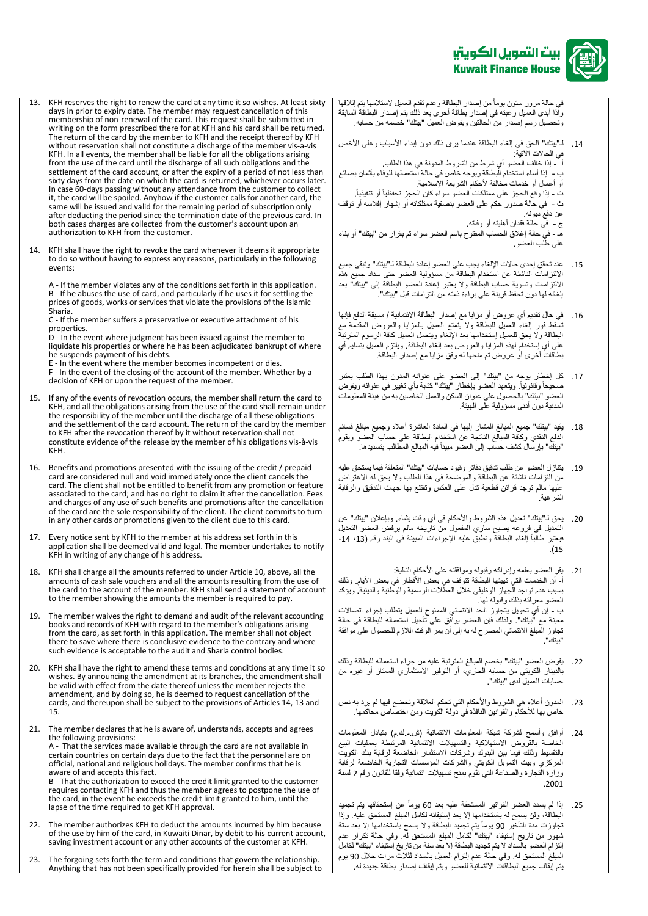13. KFH reserves the right to renew the card at any time it so wishes. At least sixty days in prior to expiry date. The member may request cancellation of this membership of non-renewal of the card. This request shall be submitted in writing on the form prescribed there for at KFH and his card shall be returned. The return of the card by the member to KFH and the receipt thereof by KFH without reservation shall not constitute a discharge of the member vis-a-vis KFH. In all events, the member shall be liable for all the obligations arising from the use of the card until the discharge of all such obligations and the settlement of the card account, or after the expiry of a period of not less than sixty days from the date on which the card is returned, whichever occurs later. In case 60-days passing without any attendance from the customer to collect it, the card will be spoiled. Anyhow if the customer calls for another card, the same will be issued and valid for the remaining period of subscription only after deducting the period since the termination date of the previous card. In both cases charges are collected from the customer's account upon an authorization to KFH from the customer.

14. KFH shall have the right to revoke the card whenever it deems it appropriate to do so without having to express any reasons, particularly in the following events:

    A - If the member violates any of the conditions set forth in this application.
    B - If he abuses the use of card, and particularly if he uses it for settling the prices of goods, works or services that violate the provisions of the Islamic Sharia.
    C - If the member suffers a preservative or executive attachment of his properties.
    D - In the event where judgment has been issued against the member to liquidate his properties or where he has been adjudicated bankrupt of where he suspends payment of his debts.
    E - In the event where the member becomes incompetent or dies.
    F - In the event of the closing of the account of the member. Whether by a decision of KFH or upon the request of the member.

15. If any of the events of revocation occurs, the member shall return the card to KFH, and all the obligations arising from the use of the card shall remain under the responsibility of the member until the discharge of all these obligations and the settlement of the card account. The return of the card by the member to KFH after the revocation thereof by it without reservation shall not constitute evidence of the release by the member of his obligations vis-à-vis KFH.

16. Benefits and promotions presented with the issuing of the credit / prepaid card are considered null and void immediately once the client cancels the card. The client shall not be entitled to benefit from any promotion or feature associated to the card; and has no right to claim it after the cancellation. Fees and charges of any use of such benefits and promotions after the cancellation of the card are the sole responsibility of the client. The client commits to turn in any other cards or promotions given to the client due to this card.

17. Every notice sent by KFH to the member at his address set forth in this application shall be deemed valid and legal. The member undertakes to notify KFH in writing of any change of his address.

18. KFH shall charge all the amounts referred to under Article 10, above, all the amounts of cash sale vouchers and all the amounts resulting from the use of the card to the account of the member. KFH shall send a statement of account to the member showing the amounts the member is required to pay.

19. The member waives the right to demand and audit of the relevant accounting books and records of KFH with regard to the member's obligations arising from the card, as set forth in this application. The member shall not object there to save where there is conclusive evidence to the contrary and where such evidence is acceptable to the audit and Sharia control bodies.

20. KFH shall have the right to amend these terms and conditions at any time it so wishes. By announcing the amendment at its branches, the amendment shall be valid with effect from the date thereof unless the member rejects the amendment, and by doing so, he is deemed to request cancellation of the cards, and thereupon shall be subject to the provisions of Articles 14, 13 and 15.

21. The member declares that he is aware of, understands, accepts and agrees the following provisions:

    A - That the services made available through the card are not available in certain countries on certain days due to the fact that the personnel are on official, national and religious holidays. The member confirms that he is aware of and accepts this fact.
    B - That the authorization to exceed the credit limit granted to the customer requires contacting KFH and thus the member agrees to postpone the use of the card, in the event he exceeds the credit limit granted to him, until the lapse of the time required to get KFH approval.

22. The member authorizes KFH to deduct the amounts incurred by him because of the use by him of the card, in Kuwaiti Dinar, by debit to his current account, saving investment account or any other accounts of the customer at KFH.

23. The forgoing sets forth the term and conditions that govern the relationship. Anything that has not been specifically provided for herein shall be subject to

في حالة مرور ستون يوماً من إصدار البطاقة وعدم تقدم العميل لاستلامها يتم إتلافها وإذا أبدى العميل رغبته في إصدار بطاقة أخرى بعد ذلك يتم إصدار البطاقة السابقة وتحصيل رسم إصدار من الحالتين ويفوض العميل "بيتك" خصمه من حسابه.

14. لـ"بيتك" الحق في إلغاء البطاقة عندما يرى ذلك دون إبداء الأسباب وعلى الأخص في الحالات الآتية:

    أ - إذا خالف العضو أي شرط من الشروط المدونة في هذا الطلب.
    ب - إذا أساء استخدام البطاقة وبوجه خاص في حالة استعمالها للوفاء بأثمان بضائع أو أعمال أو خدمات مخالفة لأحكام الشريعة الإسلامية.
    ت - إذا وقع الحجز على ممتلكات العضو سواء كان الحجز تحفظياً أو تنفيذياً.
    ث - في حالة صدور حكم على العضو بتصفية ممتلكاته أو إشهار إفلاسه أو توقف عن دفع ديونه.
    ج - في حالة فقدان أهليته أو وفاته.
    هـ - في حالة إغلاق الحساب المفتوح باسم العضو سواء تم بقرار من "بيتك" أو بناء على طلب العضو.

15. عند تحقق إحدى حالات الإلغاء يجب على العضو إعادة البطاقة لـ"بيتك" وتبقى جميع الالتزامات الناشئة عن استخدام البطاقة من مسؤولية العضو حتى سداد جميع هذه الالتزامات وتسوية حساب البطاقة ولا يعتبر إعادة العضو البطاقة إلى "بيتك" بعد إلغائه لها دون تحفظ قرينة على براءة ذمته من التزامات قبل "بيتك".

16. في حال تقديم أي عروض أو مزايا مع إصدار البطاقة الائتمانية / مسبقة الدفع فإنها تسقط فور إلغاء العميل للبطاقة ولا يتمتع العميل بالمزايا والعروض المقدمة مع البطاقة ولا يحق للعميل إستخدامها بعد الإلغاء ويتحمل العميل كافة الرسوم المترتبة على أي إستخدام لهذه المزايا والعروض بعد إلغاء البطاقة. ويلتزم العميل بتسليم أي بطاقات أخرى أو عروض تم منحها له وفق مزايا مع إصدار البطاقة.

17. كل إخطار يوجه من "بيتك" إلى العضو على عنوانه المدون بهذا الطلب يعتبر صحيحاً وقانونياً. ويتعهد العضو بإخطار "بيتك" كتابة بأي تغيير في عنوانه ويفوض العضو "بيتك" بالحصول على عنوان السكن والعمل الخاصين به من هيئة المعلومات المدنية دون أدنى مسؤولية على الهيئة.

18. يقيد "بيتك" جميع المبالغ المشار إليها في المادة العاشرة أعلاه وجميع مبالغ قسائم الدفع النقدي وكافة المبالغ الناتجة عن استخدام البطاقة على حساب العضو ويقوم "بيتك" بإرسال كشف حساب إلى العضو مبيناً فيه المبالغ المطالب بتسديدها.

19. يتنازل العضو عن طلب تدقيق دفاتر وقيود حسابات "بيتك" المتعلقة فيما يستحق عليه من التزامات ناشئة عن البطاقة والموضحة في هذا الطلب ولا يحق له الاعتراض عليها مالم توجد قرائن قطعية تدل على العكس وتقتنع بها جهات التدقيق والرقابة الشرعية.

20. يحق لـ"بيتك" تعديل هذه الشروط والأحكام في أي وقت يشاء. وبإعلان "بيتك" عن التعديل في فروعه يصبح ساري المفعول من تاريخه مالم يرفض العضو التعديل فيعتبر طالباً إلغاء البطاقة وتطبق عليه الإجراءات المبينة في البند رقم (13، 14، 15).

21. يقر العضو بعلمه وإدراكه وقبوله وموافقته على الأحكام التالية:

    أ- أن الخدمات التي تهيئها البطاقة تتوقف في بعض الأقطار في بعض الأيام. وذلك بسبب عدم تواجد الجهاز الوظيفي خلال العطلات الرسمية والوطنية والدينية. ويؤكد العضو معرفته بذلك وقبوله لها.
    ب - أن أي تحويل يتجاوز الحد الائتماني الممنوح للعميل يتطلب إجراء اتصالات معينة مع "بيتك". ولذلك فإن العضو يوافق على تأجيل استعماله للبطاقة في حالة تجاوز المبلغ الائتماني المصرح له به إلى أن يمر الوقت اللازم للحصول على موافقة "بيتك".

22. يفوض العضو "بيتك" بخصم المبالغ المترتبة عليه من جراء استعماله للبطاقة وذلك بالدينار الكويتي من حسابه الجاري، أو التوفير الاستثماري الممتاز أو غيره من حسابات العميل لدى "بيتك".

23. المدون أعلاه هي الشروط والأحكام التي تحكم العلاقة وتخضع فيها لم يرد به نص خاص بها للأحكام والقوانين النافذة في دولة الكويت ومن اختصاص محاكمها.

24. أوافق وأسمح لشركة شبكة المعلومات الائتمانية (ش.م.ك.م) بتبادل المعلومات الخاصة بالقروض الاستهلاكية والتسهيلات الائتمانية المرتبطة بعمليات البيع بالتقسيط وذلك فيما بين البنوك وشركات الاستثمار الخاضعة لرقابة بنك الكويت المركزي وبيت التمويل الكويتي والشركات المؤسسات التجارية الخاضعة لرقابة وزارة التجارة والصناعة التي تقوم بمنح تسهيلات ائتمانية وفقا للقانون رقم 2 لسنة 2001.

25. إذا لم يسدد العضو الفواتير المستحقة عليه بعد 60 يوماً عن إستحقاقها يتم تجميد البطاقة، ولن يسمح له باستخدامها إلا بعد إستيفائه لكامل المبلغ المستحق عليه. وإذا تجاوزت مدة التأخير 90 يوماً يتم تجميد البطاقة ولا يسمح باستخدامها إلا بعد ستة شهور من تاريخ إستيفاء "بيتك" لكامل المبلغ المستحق له. وفي حالة تكرار عدم إلتزام العضو بالسداد لا يتم تجديد البطاقة إلا بعد سنة من تاريخ إستيفاء "بيتك" لكامل المبلغ المستحق له. وفي حالة عدم إلتزام العميل بالسداد ثلاث مرات خلال 90 يوم يتم إيقاف جميع البطاقات الائتمانية للعضو ويتم إيقاف إصدار بطاقة جديدة له.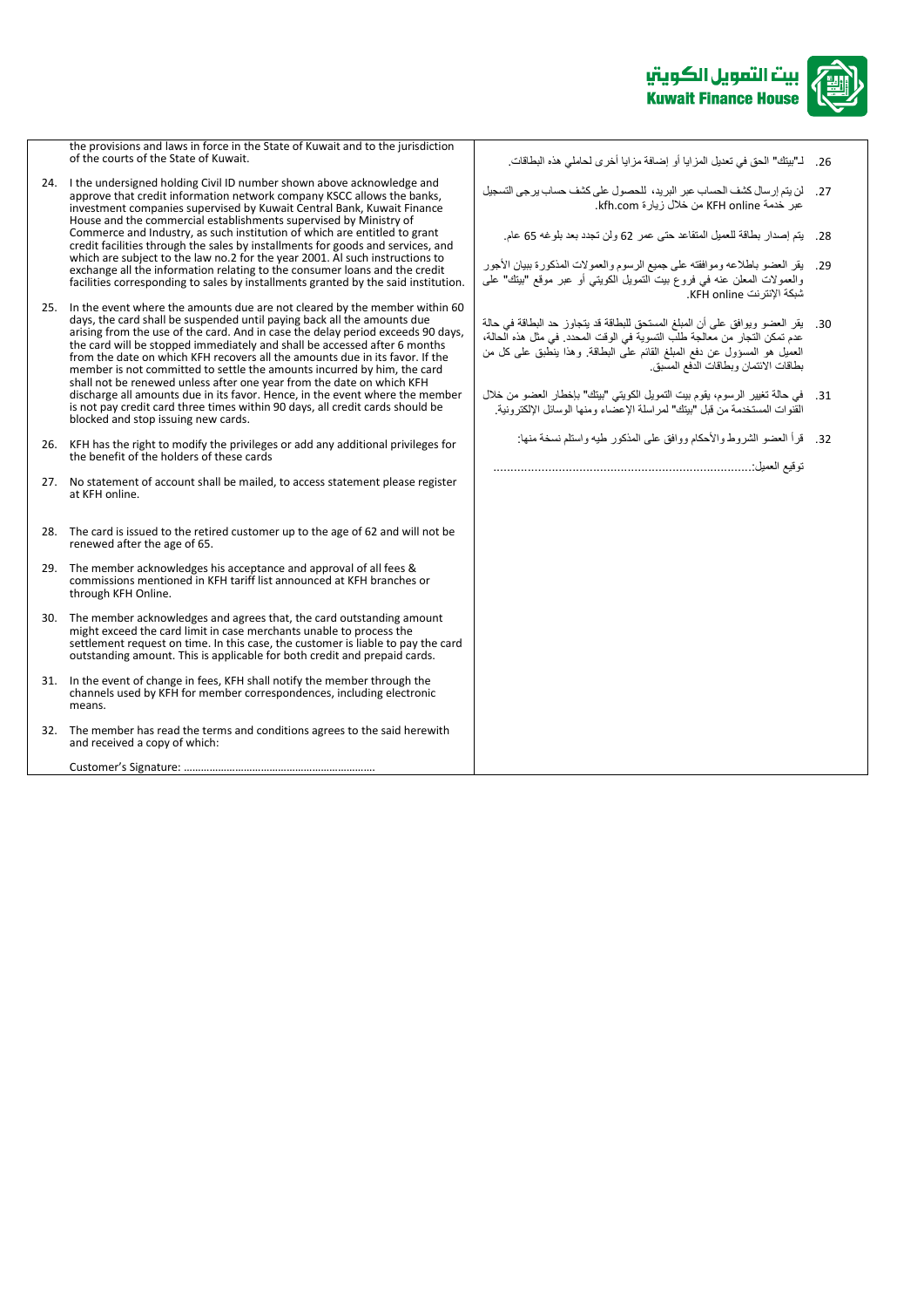بيت التمويل الكويتي
Kuwait Finance House

the provisions and laws in force in the State of Kuwait and to the jurisdiction of the courts of the State of Kuwait.

24. I the undersigned holding Civil ID number shown above acknowledge and approve that credit information network company KSCC allows the banks, investment companies supervised by Kuwait Central Bank, Kuwait Finance House and the commercial establishments supervised by Ministry of Commerce and Industry, as such institution of which are entitled to grant credit facilities through the sales by installments for goods and services, and which are subject to the law no.2 for the year 2001. Al such instructions to exchange all the information relating to the consumer loans and the credit facilities corresponding to sales by installments granted by the said institution.

25. In the event where the amounts due are not cleared by the member within 60 days, the card shall be suspended until paying back all the amounts due arising from the use of the card. And in case the delay period exceeds 90 days, the card will be stopped immediately and shall be accessed after 6 months from the date on which KFH recovers all the amounts due in its favor. If the member is not committed to settle the amounts incurred by him, the card shall not be renewed unless after one year from the date on which KFH discharge all amounts due in its favor. Hence, in the event where the member is not pay credit card three times within 90 days, all credit cards should be blocked and stop issuing new cards.

26. KFH has the right to modify the privileges or add any additional privileges for the benefit of the holders of these cards

27. No statement of account shall be mailed, to access statement please register at KFH online.

28. The card is issued to the retired customer up to the age of 62 and will not be renewed after the age of 65.

29. The member acknowledges his acceptance and approval of all fees & commissions mentioned in KFH tariff list announced at KFH branches or through KFH Online.

30. The member acknowledges and agrees that, the card outstanding amount might exceed the card limit in case merchants unable to process the settlement request on time. In this case, the customer is liable to pay the card outstanding amount. This is applicable for both credit and prepaid cards.

31. In the event of change in fees, KFH shall notify the member through the channels used by KFH for member correspondences, including electronic means.

32. The member has read the terms and conditions agrees to the said herewith and received a copy of which:

Customer's Signature: ………………………………………………………

26. لـ"بيتك" الحق في تعديل المزايا أو إضافة مزايا أخرى لحاملي هذه البطاقات.

27. لن يتم إرسال كشف الحساب عبر البريد، للحصول على كشف حساب يرجى التسجيل عبر خدمة KFH online من خلال زيارة kfh.com.

28. يتم إصدار بطاقة للعميل المتقاعد حتى عمر 62 ولن تجدد بعد بلوغه 65 عام.

29. يقر العضو باطلاعه وموافقته على جميع الرسوم والعمولات المذكورة ببيان الأجور والعمولات المعلن عنه في فروع بيت التمويل الكويتي أو عبر موقع "بيتك" على شبكة الإنترنت KFH online.

30. يقر العضو ويوافق على أن المبلغ المستحق للبطاقة قد يتجاوز حد البطاقة في حالة عدم تمكن التجار من معالجة طلب التسوية في الوقت المحدد. في مثل هذه الحالة، العميل هو المسؤول عن دفع المبلغ القائم على البطاقة. وهذا ينطبق على كل من بطاقات الائتمان وبطاقات الدفع المسبق.

31. في حالة تغيير الرسوم، يقوم بيت التمويل الكويتي "بيتك" بإخطار العضو من خلال القنوات المستخدمة من قبل "بيتك" لمراسلة الإعضاء ومنها الوسائل الإلكترونية.

32. قرأ العضو الشروط والأحكام ووافق على المذكور طيه واستلم نسخة منها:

توقيع العميل:…………………………………………………………………